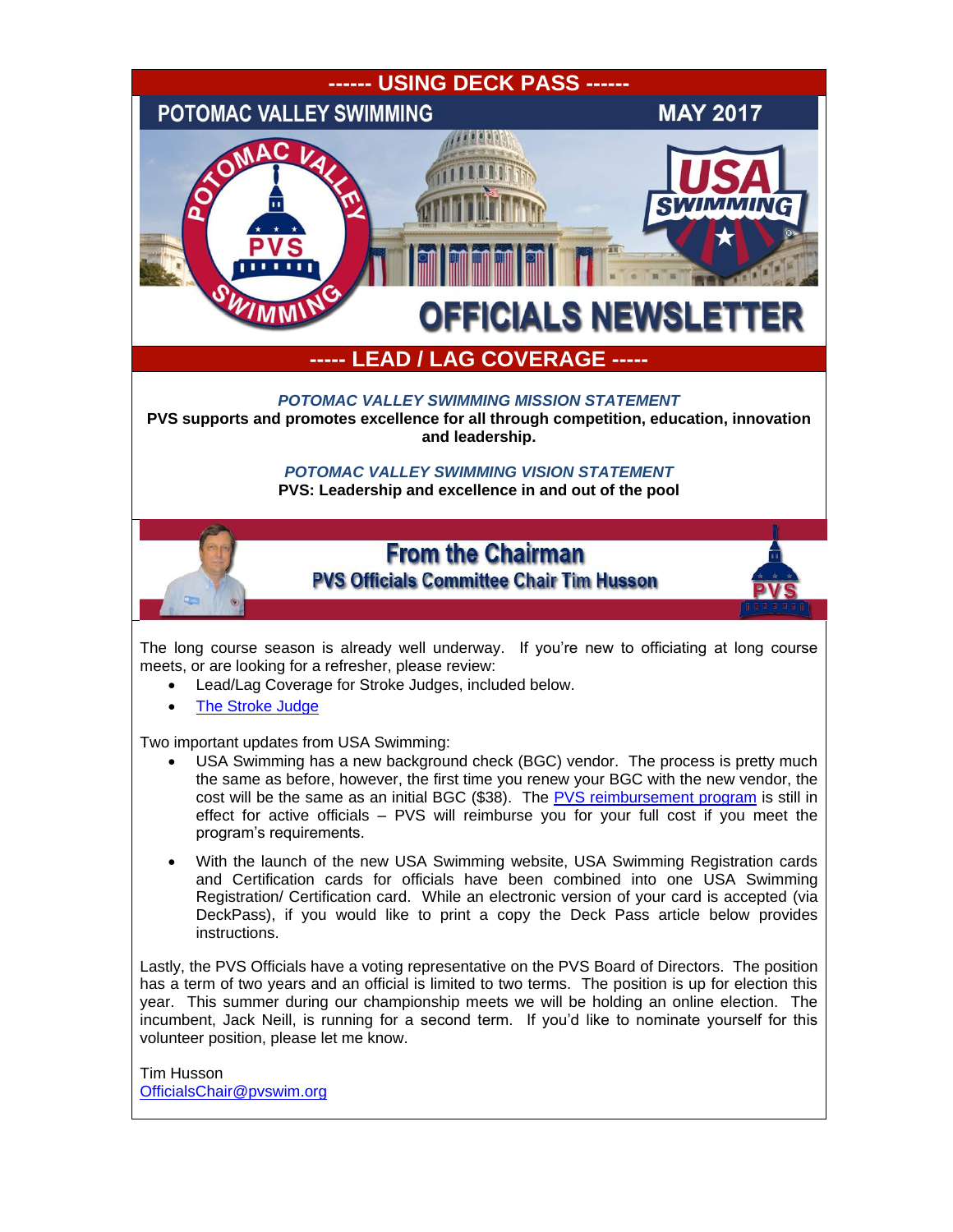**------ USING DECK PASS ------**

POTOMAC VALLEY SWIMMING — MAY 2017

# OFFICIALS NEWSLETTER

**----- LEAD / LAG COVERAGE -----**

***POTOMAC VALLEY SWIMMING MISSION STATEMENT***

**PVS supports and promotes excellence for all through competition, education, innovation and leadership.**

***POTOMAC VALLEY SWIMMING VISION STATEMENT***

**PVS: Leadership and excellence in and out of the pool**

## From the Chairman

### PVS Officials Committee Chair Tim Husson

The long course season is already well underway. If you're new to officiating at long course meets, or are looking for a refresher, please review:

- Lead/Lag Coverage for Stroke Judges, included below.
- The Stroke Judge

Two important updates from USA Swimming:

- USA Swimming has a new background check (BGC) vendor. The process is pretty much the same as before, however, the first time you renew your BGC with the new vendor, the cost will be the same as an initial BGC ($38). The PVS reimbursement program is still in effect for active officials – PVS will reimburse you for your full cost if you meet the program's requirements.
- With the launch of the new USA Swimming website, USA Swimming Registration cards and Certification cards for officials have been combined into one USA Swimming Registration/ Certification card. While an electronic version of your card is accepted (via DeckPass), if you would like to print a copy the Deck Pass article below provides instructions.

Lastly, the PVS Officials have a voting representative on the PVS Board of Directors. The position has a term of two years and an official is limited to two terms. The position is up for election this year. This summer during our championship meets we will be holding an online election. The incumbent, Jack Neill, is running for a second term. If you'd like to nominate yourself for this volunteer position, please let me know.

Tim Husson
OfficialsChair@pvswim.org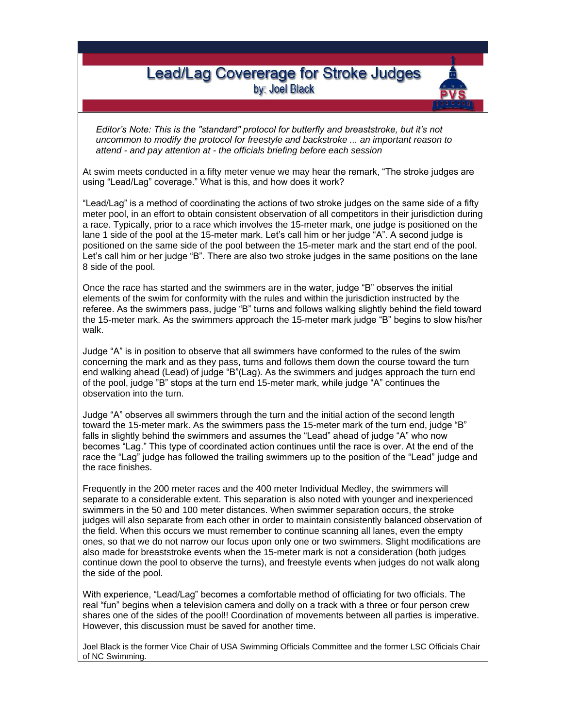# Lead/Lag Covererage for Stroke Judges

by: Joel Black

*Editor's Note: This is the "standard" protocol for butterfly and breaststroke, but it's not uncommon to modify the protocol for freestyle and backstroke ... an important reason to attend - and pay attention at - the officials briefing before each session*

At swim meets conducted in a fifty meter venue we may hear the remark, "The stroke judges are using "Lead/Lag" coverage." What is this, and how does it work?

"Lead/Lag" is a method of coordinating the actions of two stroke judges on the same side of a fifty meter pool, in an effort to obtain consistent observation of all competitors in their jurisdiction during a race. Typically, prior to a race which involves the 15-meter mark, one judge is positioned on the lane 1 side of the pool at the 15-meter mark. Let's call him or her judge "A". A second judge is positioned on the same side of the pool between the 15-meter mark and the start end of the pool. Let's call him or her judge "B". There are also two stroke judges in the same positions on the lane 8 side of the pool.

Once the race has started and the swimmers are in the water, judge "B" observes the initial elements of the swim for conformity with the rules and within the jurisdiction instructed by the referee. As the swimmers pass, judge "B" turns and follows walking slightly behind the field toward the 15-meter mark. As the swimmers approach the 15-meter mark judge "B" begins to slow his/her walk.

Judge "A" is in position to observe that all swimmers have conformed to the rules of the swim concerning the mark and as they pass, turns and follows them down the course toward the turn end walking ahead (Lead) of judge "B"(Lag). As the swimmers and judges approach the turn end of the pool, judge "B" stops at the turn end 15-meter mark, while judge "A" continues the observation into the turn.

Judge "A" observes all swimmers through the turn and the initial action of the second length toward the 15-meter mark. As the swimmers pass the 15-meter mark of the turn end, judge "B" falls in slightly behind the swimmers and assumes the "Lead" ahead of judge "A" who now becomes "Lag." This type of coordinated action continues until the race is over. At the end of the race the "Lag" judge has followed the trailing swimmers up to the position of the "Lead" judge and the race finishes.

Frequently in the 200 meter races and the 400 meter Individual Medley, the swimmers will separate to a considerable extent. This separation is also noted with younger and inexperienced swimmers in the 50 and 100 meter distances. When swimmer separation occurs, the stroke judges will also separate from each other in order to maintain consistently balanced observation of the field. When this occurs we must remember to continue scanning all lanes, even the empty ones, so that we do not narrow our focus upon only one or two swimmers. Slight modifications are also made for breaststroke events when the 15-meter mark is not a consideration (both judges continue down the pool to observe the turns), and freestyle events when judges do not walk along the side of the pool.

With experience, "Lead/Lag" becomes a comfortable method of officiating for two officials. The real "fun" begins when a television camera and dolly on a track with a three or four person crew shares one of the sides of the pool!! Coordination of movements between all parties is imperative. However, this discussion must be saved for another time.

Joel Black is the former Vice Chair of USA Swimming Officials Committee and the former LSC Officials Chair of NC Swimming.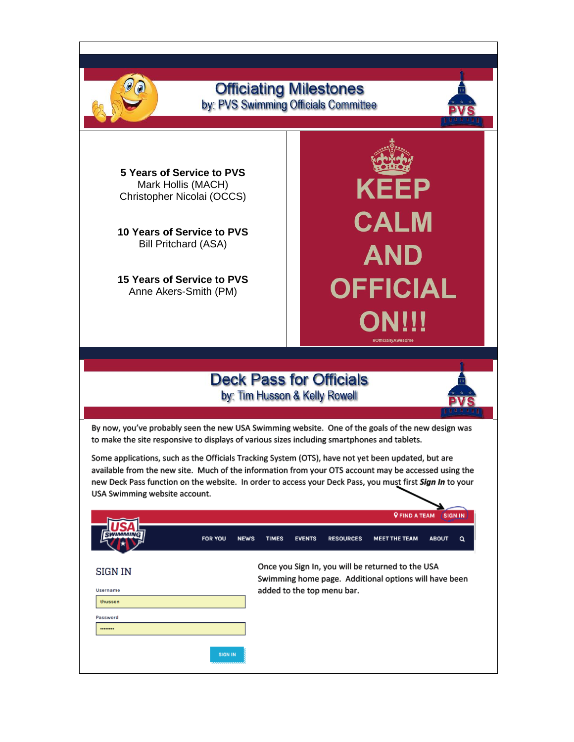## Officiating Milestones

by: PVS Swimming Officials Committee

**5 Years of Service to PVS**
Mark Hollis (MACH)
Christopher Nicolai (OCCS)

**10 Years of Service to PVS**
Bill Pritchard (ASA)

**15 Years of Service to PVS**
Anne Akers-Smith (PM)

KEEP CALM AND OFFICIAL ON!!!

#OfficiallyAwesome

## Deck Pass for Officials

by: Tim Husson & Kelly Rowell

By now, you've probably seen the new USA Swimming website. One of the goals of the new design was to make the site responsive to displays of various sizes including smartphones and tablets.

Some applications, such as the Officials Tracking System (OTS), have not yet been updated, but are available from the new site. Much of the information from your OTS account may be accessed using the new Deck Pass function on the website. In order to access your Deck Pass, you must first ***Sign In*** to your USA Swimming website account.

FIND A TEAM | SIGN IN

FOR YOU | NEWS | TIMES | EVENTS | RESOURCES | MEET THE TEAM | ABOUT

SIGN IN

Username: thusson

Password: ••••••••

SIGN IN

Once you Sign In, you will be returned to the USA Swimming home page. Additional options will have been added to the top menu bar.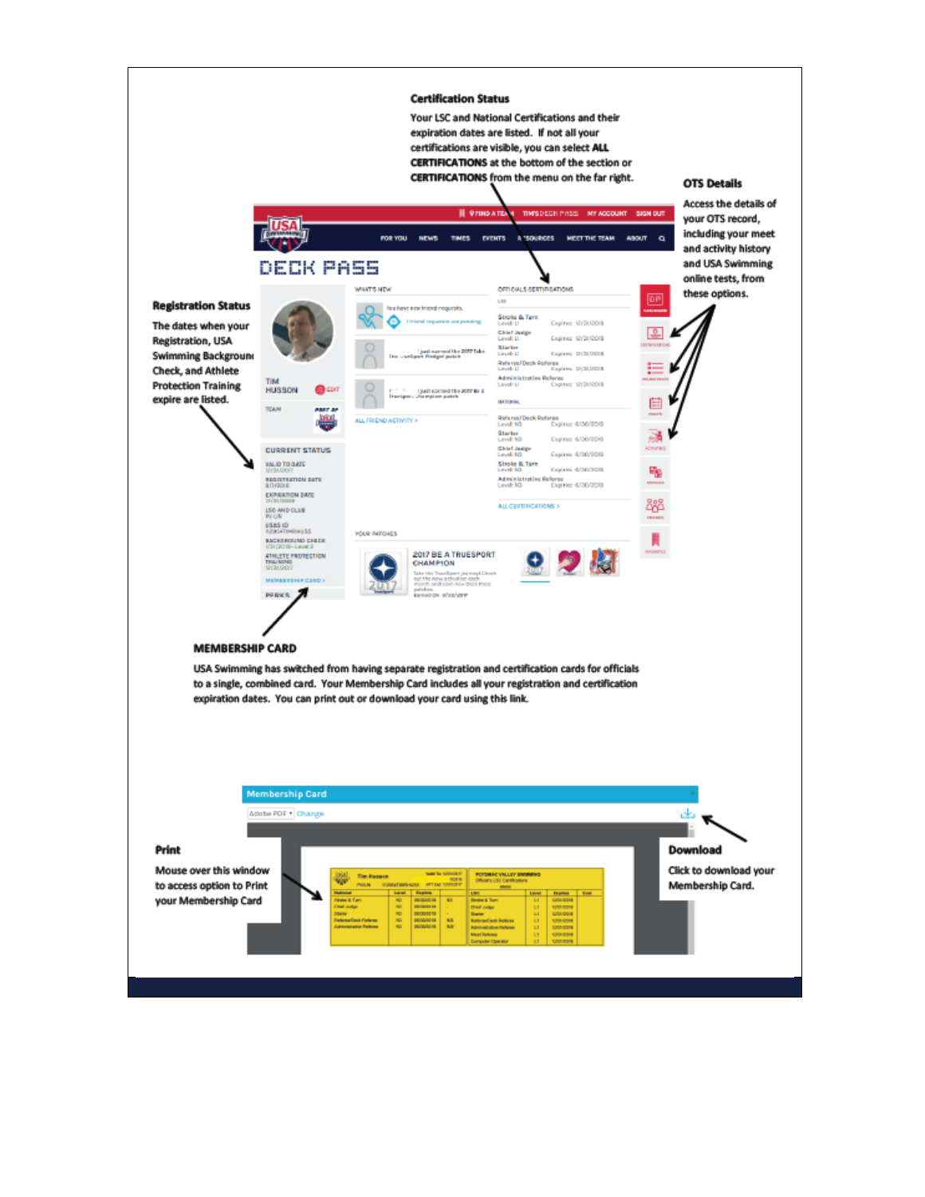### Certification Status

Your LSC and National Certifications and their expiration dates are listed. If not all your certifications are visible, you can select **ALL CERTIFICATIONS** at the bottom of the section or **CERTIFICATIONS** from the menu on the far right.

### OTS Details

Access the details of your OTS record, including your meet and activity history and USA Swimming online tests, from these options.

### Registration Status

The dates when your Registration, USA Swimming Background Check, and Athlete Protection Training expire are listed.

### MEMBERSHIP CARD

USA Swimming has switched from having separate registration and certification cards for officials to a single, combined card. Your Membership Card includes all your registration and certification expiration dates. You can print out or download your card using this link.

### Print

Mouse over this window to access option to Print your Membership Card

### Download

Click to download your Membership Card.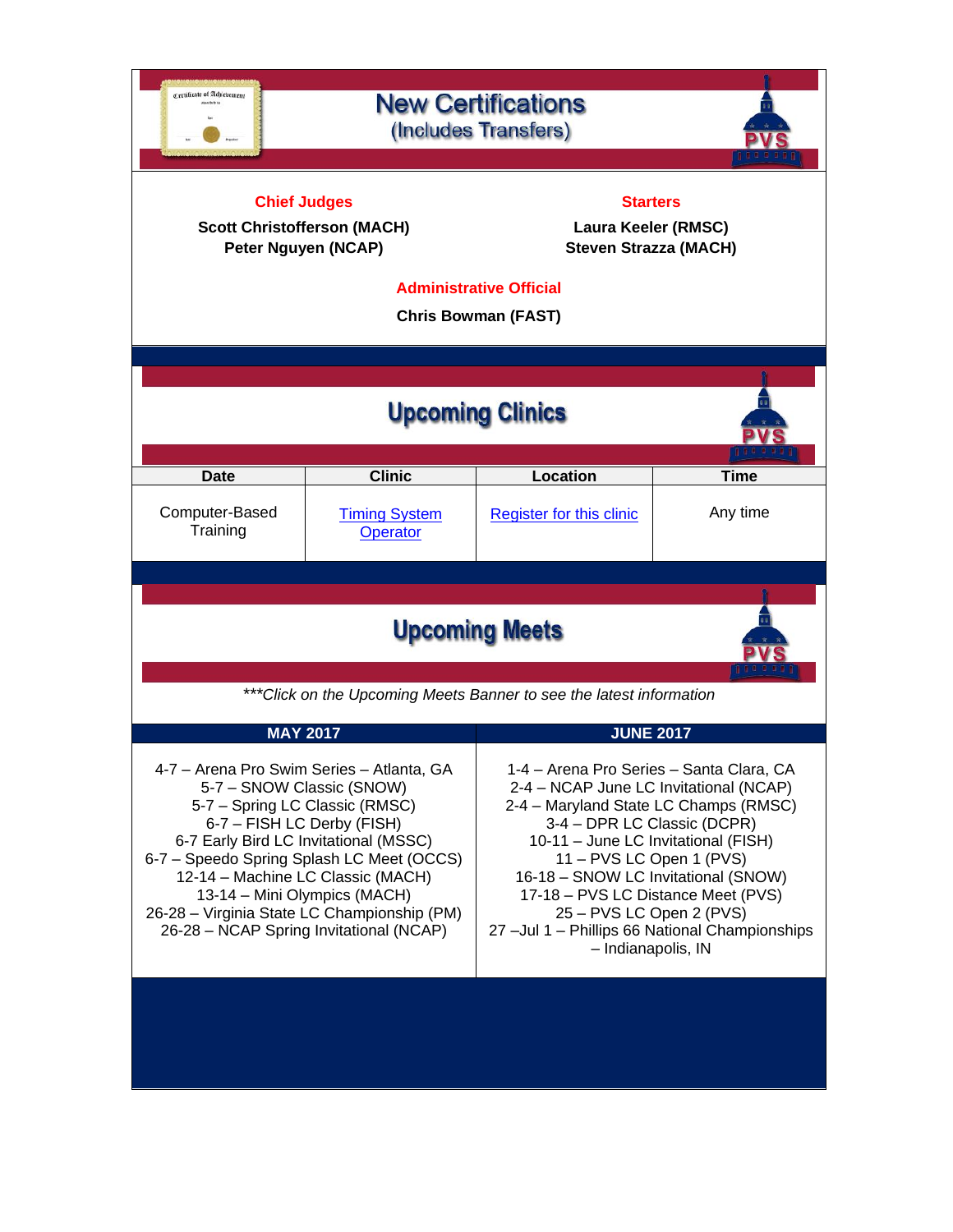# New Certifications
(Includes Transfers)

**Chief Judges**

**Scott Christofferson (MACH)**
**Peter Nguyen (NCAP)**

**Starters**

**Laura Keeler (RMSC)**
**Steven Strazza (MACH)**

**Administrative Official**

**Chris Bowman (FAST)**

# Upcoming Clinics

| Date | Clinic | Location | Time |
|---|---|---|---|
| Computer-Based Training | Timing System Operator | Register for this clinic | Any time |

# Upcoming Meets

*\*\*\*Click on the Upcoming Meets Banner to see the latest information*

| MAY 2017 | JUNE 2017 |
|---|---|
| 4-7 – Arena Pro Swim Series – Atlanta, GA<br>5-7 – SNOW Classic (SNOW)<br>5-7 – Spring LC Classic (RMSC)<br>6-7 – FISH LC Derby (FISH)<br>6-7 Early Bird LC Invitational (MSSC)<br>6-7 – Speedo Spring Splash LC Meet (OCCS)<br>12-14 – Machine LC Classic (MACH)<br>13-14 – Mini Olympics (MACH)<br>26-28 – Virginia State LC Championship (PM)<br>26-28 – NCAP Spring Invitational (NCAP) | 1-4 – Arena Pro Series – Santa Clara, CA<br>2-4 – NCAP June LC Invitational (NCAP)<br>2-4 – Maryland State LC Champs (RMSC)<br>3-4 – DPR LC Classic (DCPR)<br>10-11 – June LC Invitational (FISH)<br>11 – PVS LC Open 1 (PVS)<br>16-18 – SNOW LC Invitational (SNOW)<br>17-18 – PVS LC Distance Meet (PVS)<br>25 – PVS LC Open 2 (PVS)<br>27 –Jul 1 – Phillips 66 National Championships – Indianapolis, IN |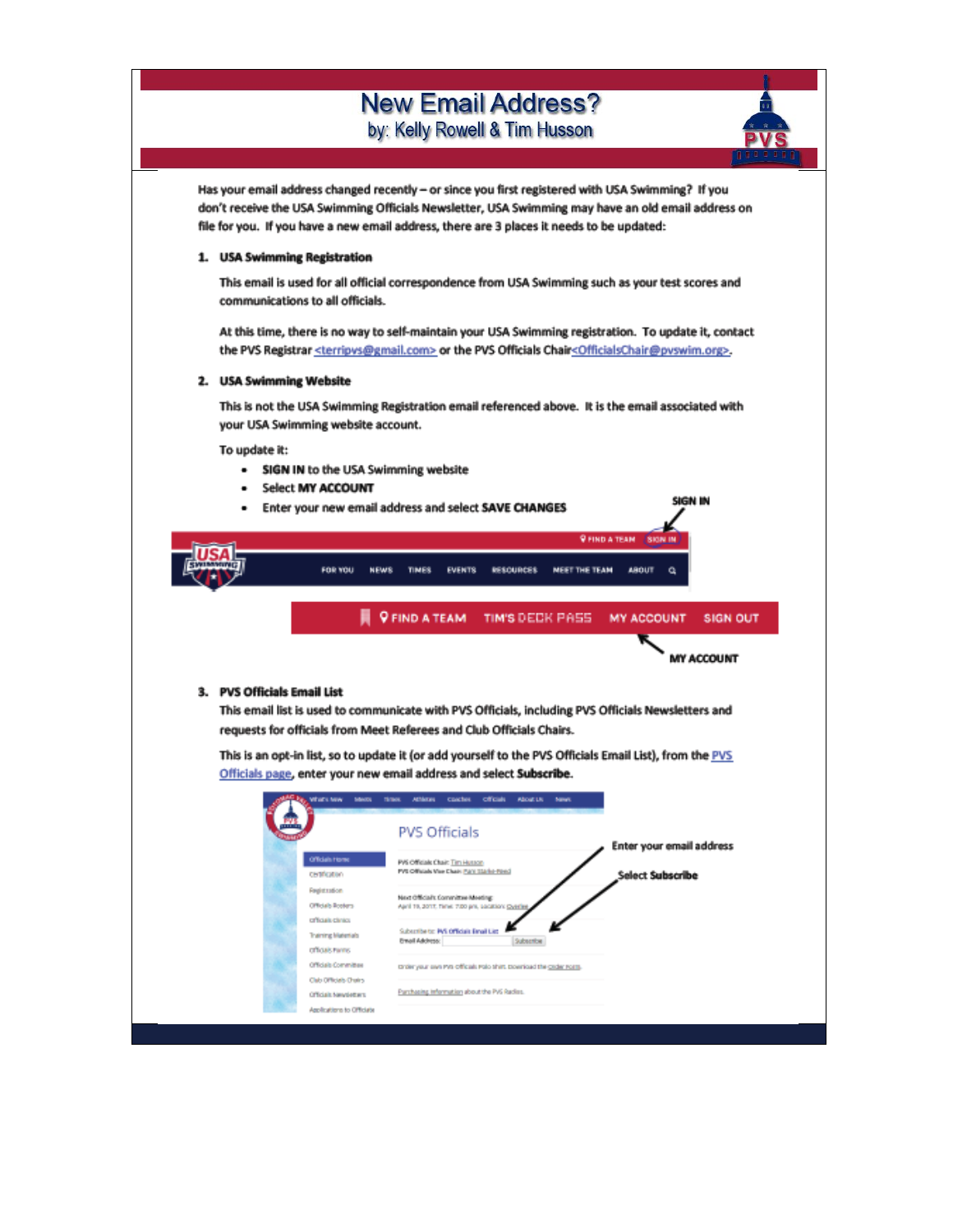# New Email Address?

by: Kelly Rowell & Tim Husson

Has your email address changed recently – or since you first registered with USA Swimming? If you don't receive the USA Swimming Officials Newsletter, USA Swimming may have an old email address on file for you. If you have a new email address, there are 3 places it needs to be updated:

1. **USA Swimming Registration**

   This email is used for all official correspondence from USA Swimming such as your test scores and communications to all officials.

   At this time, there is no way to self-maintain your USA Swimming registration. To update it, contact the PVS Registrar <terripvs@gmail.com> or the PVS Officials Chair<OfficialsChair@pvswim.org>.

2. **USA Swimming Website**

   This is not the USA Swimming Registration email referenced above. It is the email associated with your USA Swimming website account.

   To update it:

   - **SIGN IN** to the USA Swimming website
   - Select **MY ACCOUNT**
   - Enter your new email address and select **SAVE CHANGES**

3. **PVS Officials Email List**

   This email list is used to communicate with PVS Officials, including PVS Officials Newsletters and requests for officials from Meet Referees and Club Officials Chairs.

   This is an opt-in list, so to update it (or add yourself to the PVS Officials Email List), from the PVS Officials page, enter your new email address and select **Subscribe**.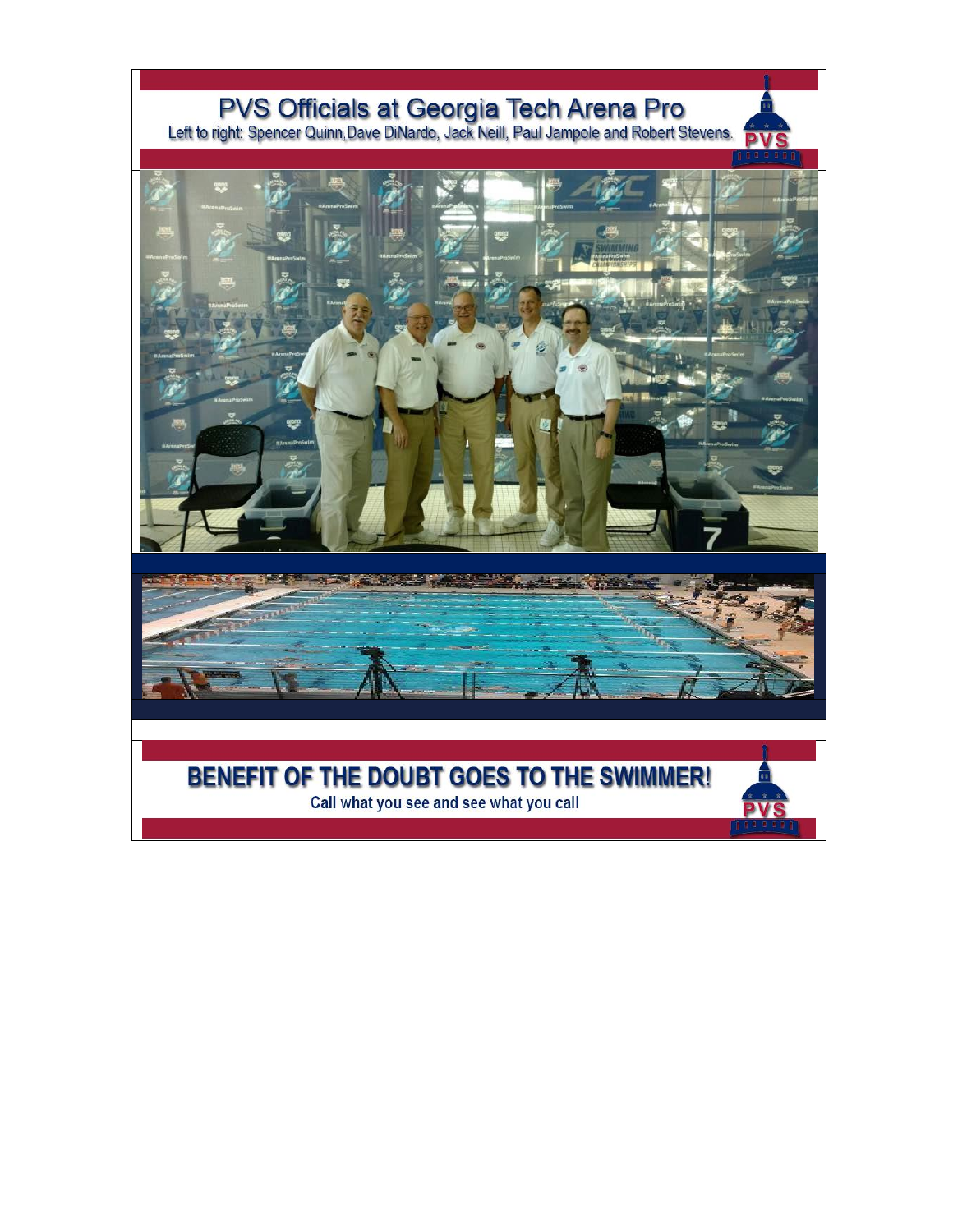# PVS Officials at Georgia Tech Arena Pro

Left to right: Spencer Quinn,Dave DiNardo, Jack Neill, Paul Jampole and Robert Stevens.

# BENEFIT OF THE DOUBT GOES TO THE SWIMMER!

Call what you see and see what you call